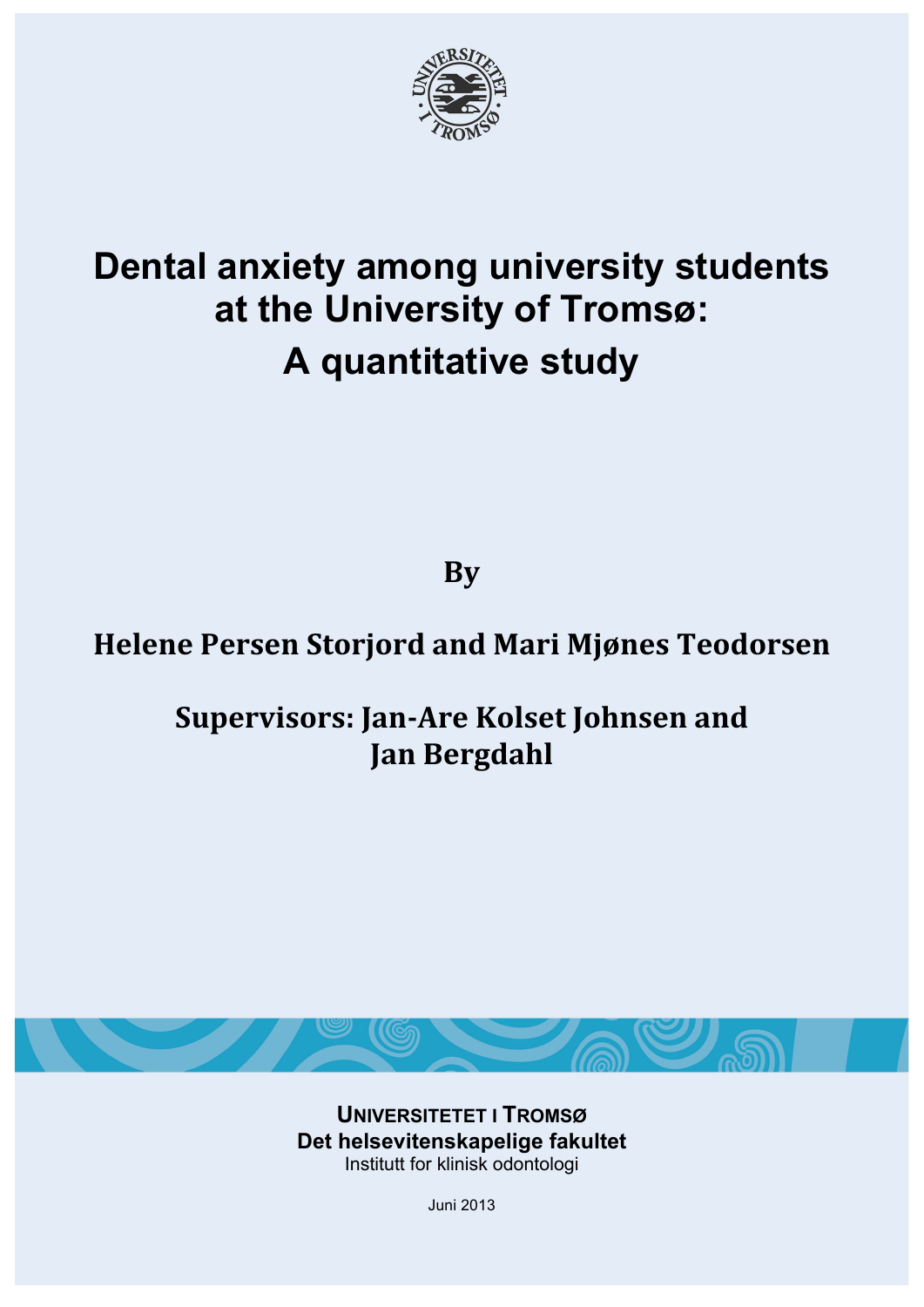# Dental anxiety among university students at the University of Tromsø: A quantitative study

**By**

**Helene Persen Storjord and Mari Mjønes Teodorsen**

**Supervisors: Jan-Are Kolset Johnsen and Jan Bergdahl**

**UNIVERSITETET I TROMSØ**
**Det helsevitenskapelige fakultet**
Institutt for klinisk odontologi

Juni 2013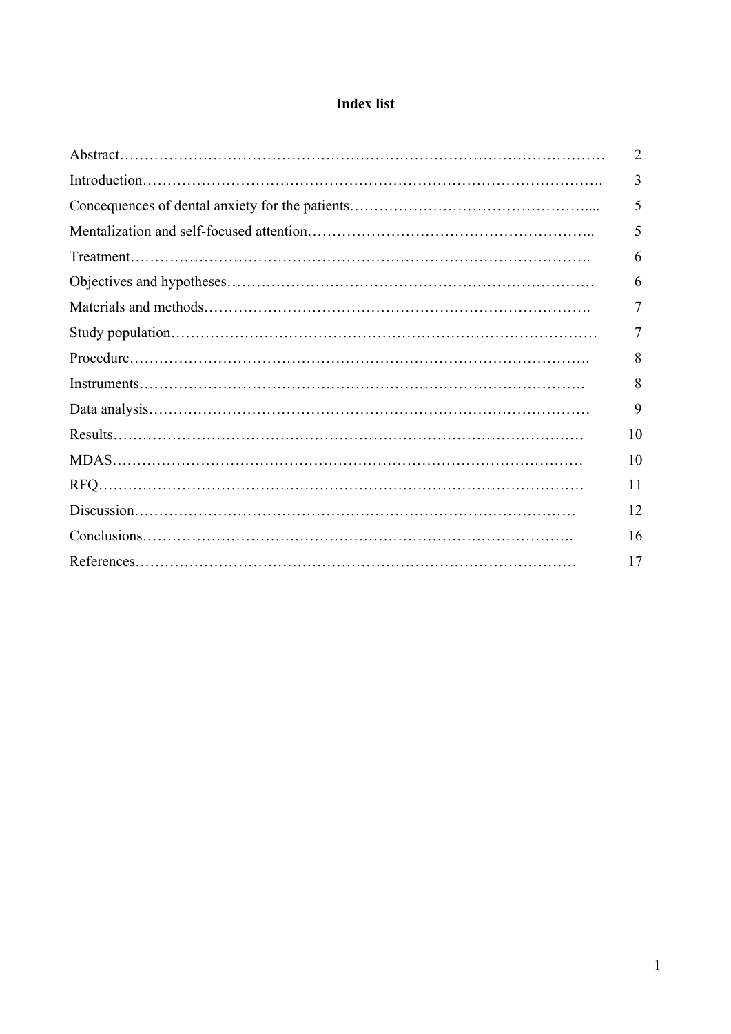# Index list

| | |
|---|---|
| Abstract | 2 |
| Introduction | 3 |
| Concequences of dental anxiety for the patients | 5 |
| Mentalization and self-focused attention | 5 |
| Treatment | 6 |
| Objectives and hypotheses | 6 |
| Materials and methods | 7 |
| Study population | 7 |
| Procedure | 8 |
| Instruments | 8 |
| Data analysis | 9 |
| Results | 10 |
| MDAS | 10 |
| RFQ | 11 |
| Discussion | 12 |
| Conclusions | 16 |
| References | 17 |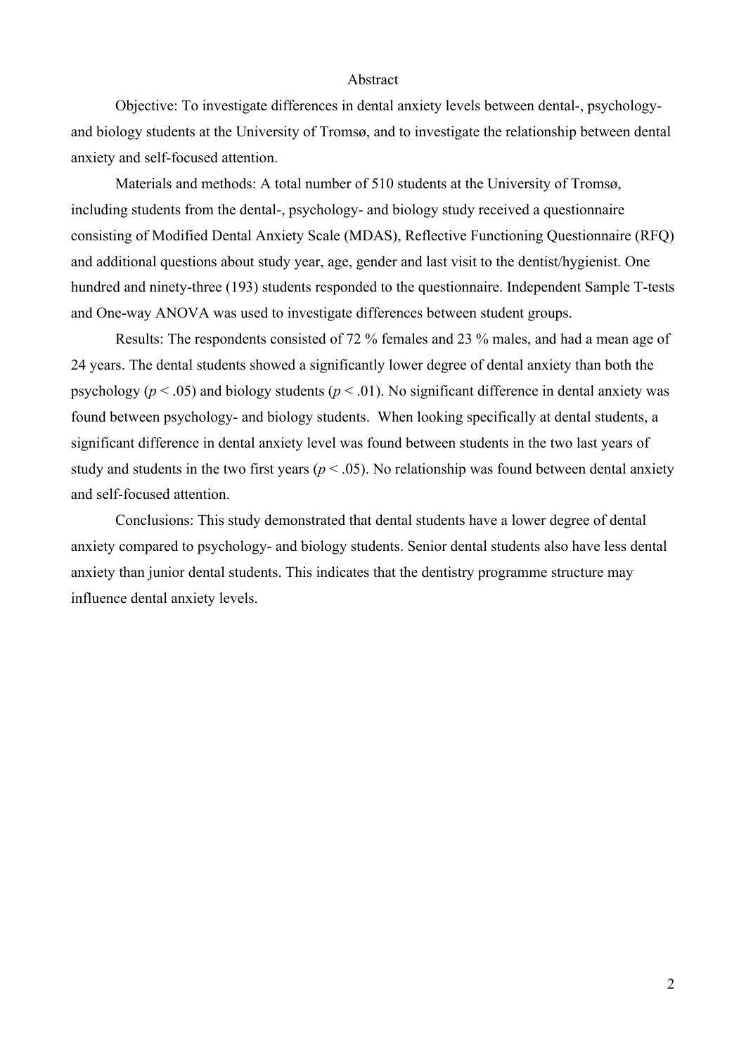# Abstract

Objective: To investigate differences in dental anxiety levels between dental-, psychology- and biology students at the University of Tromsø, and to investigate the relationship between dental anxiety and self-focused attention.

Materials and methods: A total number of 510 students at the University of Tromsø, including students from the dental-, psychology- and biology study received a questionnaire consisting of Modified Dental Anxiety Scale (MDAS), Reflective Functioning Questionnaire (RFQ) and additional questions about study year, age, gender and last visit to the dentist/hygienist. One hundred and ninety-three (193) students responded to the questionnaire. Independent Sample T-tests and One-way ANOVA was used to investigate differences between student groups.

Results: The respondents consisted of 72 % females and 23 % males, and had a mean age of 24 years. The dental students showed a significantly lower degree of dental anxiety than both the psychology ($p < .05$) and biology students ($p < .01$). No significant difference in dental anxiety was found between psychology- and biology students. When looking specifically at dental students, a significant difference in dental anxiety level was found between students in the two last years of study and students in the two first years ($p < .05$). No relationship was found between dental anxiety and self-focused attention.

Conclusions: This study demonstrated that dental students have a lower degree of dental anxiety compared to psychology- and biology students. Senior dental students also have less dental anxiety than junior dental students. This indicates that the dentistry programme structure may influence dental anxiety levels.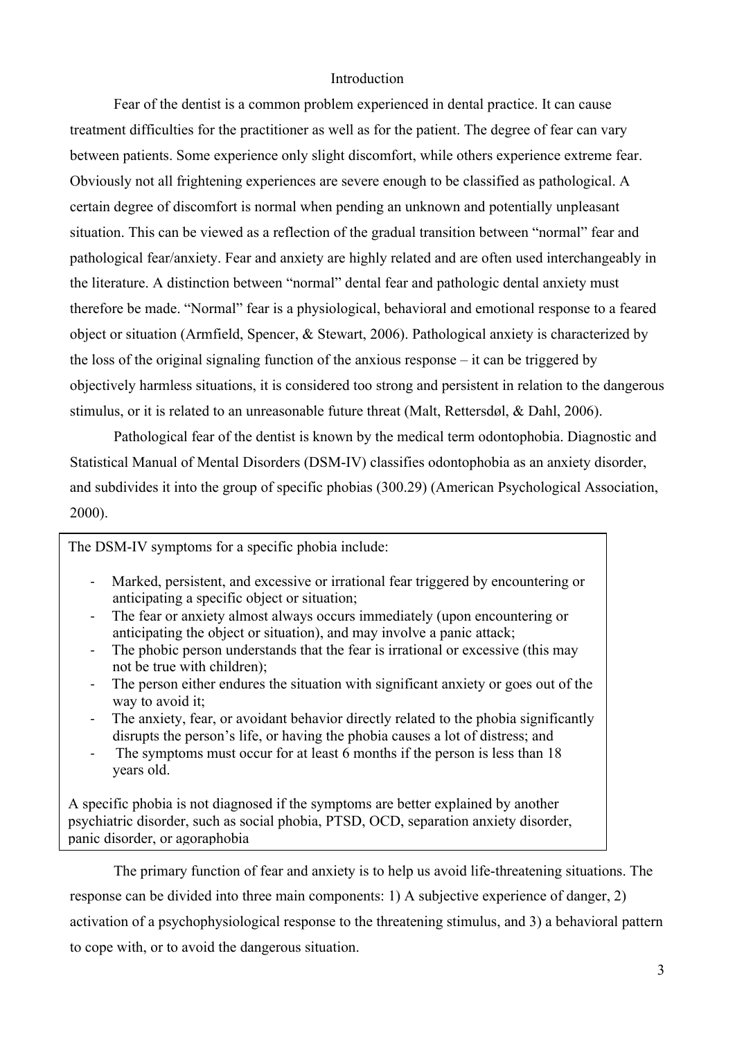# Introduction

Fear of the dentist is a common problem experienced in dental practice. It can cause treatment difficulties for the practitioner as well as for the patient. The degree of fear can vary between patients. Some experience only slight discomfort, while others experience extreme fear. Obviously not all frightening experiences are severe enough to be classified as pathological. A certain degree of discomfort is normal when pending an unknown and potentially unpleasant situation. This can be viewed as a reflection of the gradual transition between "normal" fear and pathological fear/anxiety. Fear and anxiety are highly related and are often used interchangeably in the literature. A distinction between "normal" dental fear and pathologic dental anxiety must therefore be made. "Normal" fear is a physiological, behavioral and emotional response to a feared object or situation (Armfield, Spencer, & Stewart, 2006). Pathological anxiety is characterized by the loss of the original signaling function of the anxious response – it can be triggered by objectively harmless situations, it is considered too strong and persistent in relation to the dangerous stimulus, or it is related to an unreasonable future threat (Malt, Rettersdøl, & Dahl, 2006).

Pathological fear of the dentist is known by the medical term odontophobia. Diagnostic and Statistical Manual of Mental Disorders (DSM-IV) classifies odontophobia as an anxiety disorder, and subdivides it into the group of specific phobias (300.29) (American Psychological Association, 2000).

The DSM-IV symptoms for a specific phobia include:

- Marked, persistent, and excessive or irrational fear triggered by encountering or anticipating a specific object or situation;
- The fear or anxiety almost always occurs immediately (upon encountering or anticipating the object or situation), and may involve a panic attack;
- The phobic person understands that the fear is irrational or excessive (this may not be true with children);
- The person either endures the situation with significant anxiety or goes out of the way to avoid it;
- The anxiety, fear, or avoidant behavior directly related to the phobia significantly disrupts the person's life, or having the phobia causes a lot of distress; and
- The symptoms must occur for at least 6 months if the person is less than 18 years old.

A specific phobia is not diagnosed if the symptoms are better explained by another psychiatric disorder, such as social phobia, PTSD, OCD, separation anxiety disorder, panic disorder, or agoraphobia

The primary function of fear and anxiety is to help us avoid life-threatening situations. The response can be divided into three main components: 1) A subjective experience of danger, 2) activation of a psychophysiological response to the threatening stimulus, and 3) a behavioral pattern to cope with, or to avoid the dangerous situation.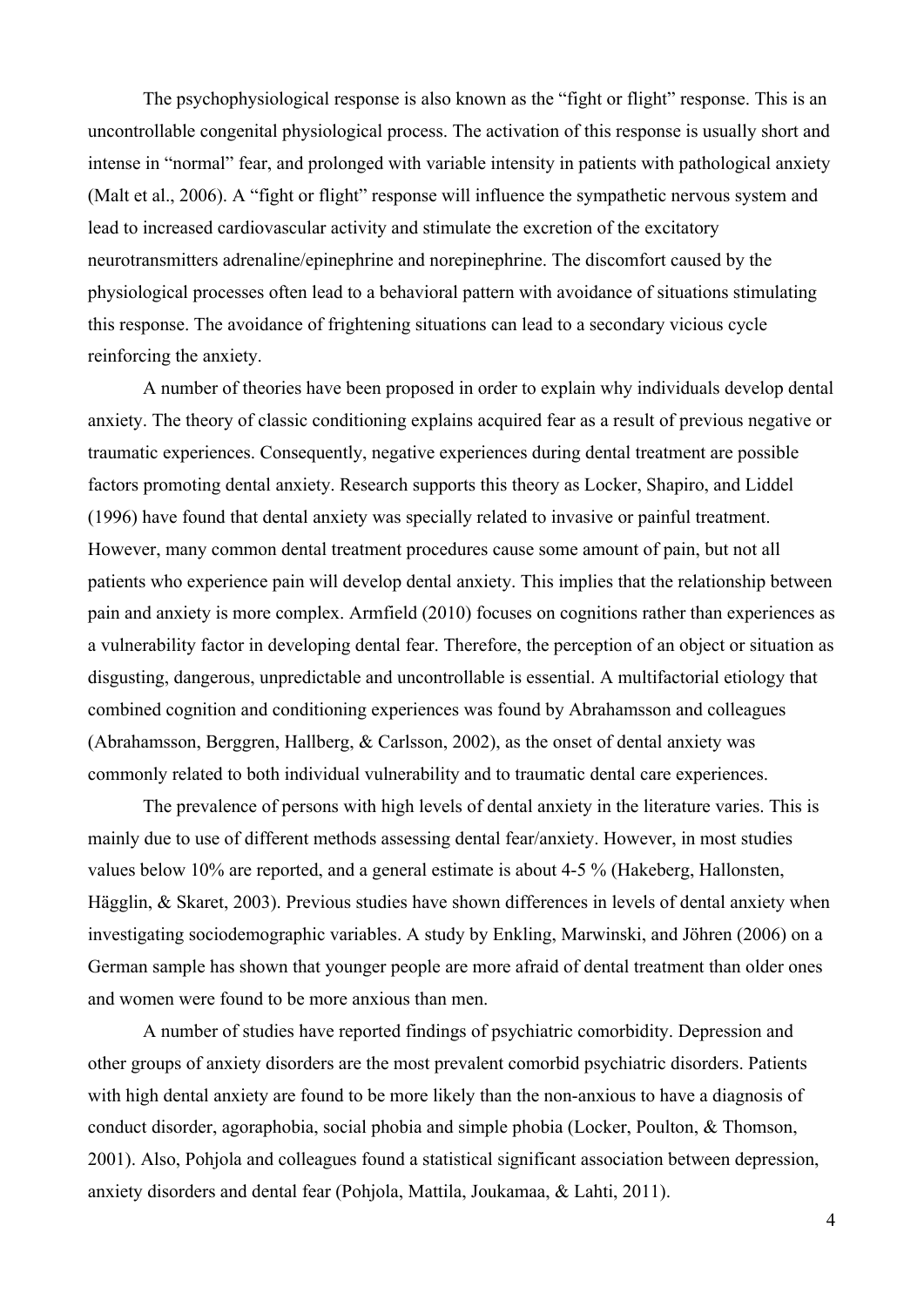The psychophysiological response is also known as the "fight or flight" response. This is an uncontrollable congenital physiological process. The activation of this response is usually short and intense in "normal" fear, and prolonged with variable intensity in patients with pathological anxiety (Malt et al., 2006). A "fight or flight" response will influence the sympathetic nervous system and lead to increased cardiovascular activity and stimulate the excretion of the excitatory neurotransmitters adrenaline/epinephrine and norepinephrine. The discomfort caused by the physiological processes often lead to a behavioral pattern with avoidance of situations stimulating this response. The avoidance of frightening situations can lead to a secondary vicious cycle reinforcing the anxiety.

A number of theories have been proposed in order to explain why individuals develop dental anxiety. The theory of classic conditioning explains acquired fear as a result of previous negative or traumatic experiences. Consequently, negative experiences during dental treatment are possible factors promoting dental anxiety. Research supports this theory as Locker, Shapiro, and Liddel (1996) have found that dental anxiety was specially related to invasive or painful treatment. However, many common dental treatment procedures cause some amount of pain, but not all patients who experience pain will develop dental anxiety. This implies that the relationship between pain and anxiety is more complex. Armfield (2010) focuses on cognitions rather than experiences as a vulnerability factor in developing dental fear. Therefore, the perception of an object or situation as disgusting, dangerous, unpredictable and uncontrollable is essential. A multifactorial etiology that combined cognition and conditioning experiences was found by Abrahamsson and colleagues (Abrahamsson, Berggren, Hallberg, & Carlsson, 2002), as the onset of dental anxiety was commonly related to both individual vulnerability and to traumatic dental care experiences.

The prevalence of persons with high levels of dental anxiety in the literature varies. This is mainly due to use of different methods assessing dental fear/anxiety. However, in most studies values below 10% are reported, and a general estimate is about 4-5 % (Hakeberg, Hallonsten, Hägglin, & Skaret, 2003). Previous studies have shown differences in levels of dental anxiety when investigating sociodemographic variables. A study by Enkling, Marwinski, and Jöhren (2006) on a German sample has shown that younger people are more afraid of dental treatment than older ones and women were found to be more anxious than men.

A number of studies have reported findings of psychiatric comorbidity. Depression and other groups of anxiety disorders are the most prevalent comorbid psychiatric disorders. Patients with high dental anxiety are found to be more likely than the non-anxious to have a diagnosis of conduct disorder, agoraphobia, social phobia and simple phobia (Locker, Poulton, & Thomson, 2001). Also, Pohjola and colleagues found a statistical significant association between depression, anxiety disorders and dental fear (Pohjola, Mattila, Joukamaa, & Lahti, 2011).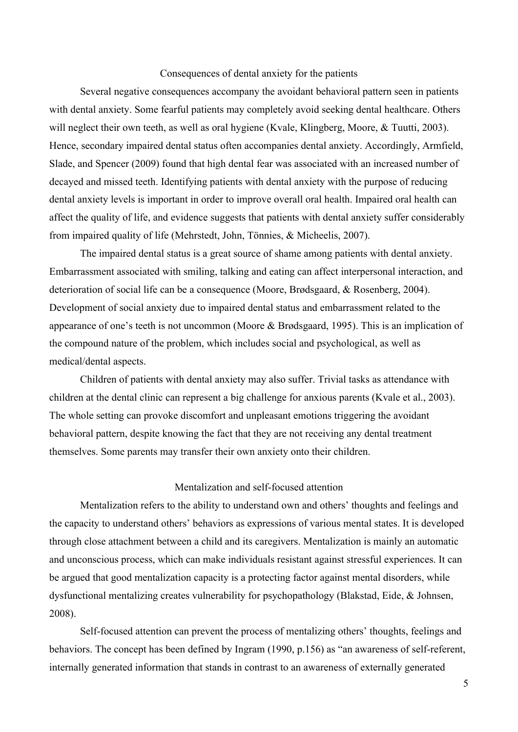## Consequences of dental anxiety for the patients

Several negative consequences accompany the avoidant behavioral pattern seen in patients with dental anxiety. Some fearful patients may completely avoid seeking dental healthcare. Others will neglect their own teeth, as well as oral hygiene (Kvale, Klingberg, Moore, & Tuutti, 2003). Hence, secondary impaired dental status often accompanies dental anxiety. Accordingly, Armfield, Slade, and Spencer (2009) found that high dental fear was associated with an increased number of decayed and missed teeth. Identifying patients with dental anxiety with the purpose of reducing dental anxiety levels is important in order to improve overall oral health. Impaired oral health can affect the quality of life, and evidence suggests that patients with dental anxiety suffer considerably from impaired quality of life (Mehrstedt, John, Tönnies, & Micheelis, 2007).

The impaired dental status is a great source of shame among patients with dental anxiety. Embarrassment associated with smiling, talking and eating can affect interpersonal interaction, and deterioration of social life can be a consequence (Moore, Brødsgaard, & Rosenberg, 2004). Development of social anxiety due to impaired dental status and embarrassment related to the appearance of one's teeth is not uncommon (Moore & Brødsgaard, 1995). This is an implication of the compound nature of the problem, which includes social and psychological, as well as medical/dental aspects.

Children of patients with dental anxiety may also suffer. Trivial tasks as attendance with children at the dental clinic can represent a big challenge for anxious parents (Kvale et al., 2003). The whole setting can provoke discomfort and unpleasant emotions triggering the avoidant behavioral pattern, despite knowing the fact that they are not receiving any dental treatment themselves. Some parents may transfer their own anxiety onto their children.

## Mentalization and self-focused attention

Mentalization refers to the ability to understand own and others' thoughts and feelings and the capacity to understand others' behaviors as expressions of various mental states. It is developed through close attachment between a child and its caregivers. Mentalization is mainly an automatic and unconscious process, which can make individuals resistant against stressful experiences. It can be argued that good mentalization capacity is a protecting factor against mental disorders, while dysfunctional mentalizing creates vulnerability for psychopathology (Blakstad, Eide, & Johnsen, 2008).

Self-focused attention can prevent the process of mentalizing others' thoughts, feelings and behaviors. The concept has been defined by Ingram (1990, p.156) as "an awareness of self-referent, internally generated information that stands in contrast to an awareness of externally generated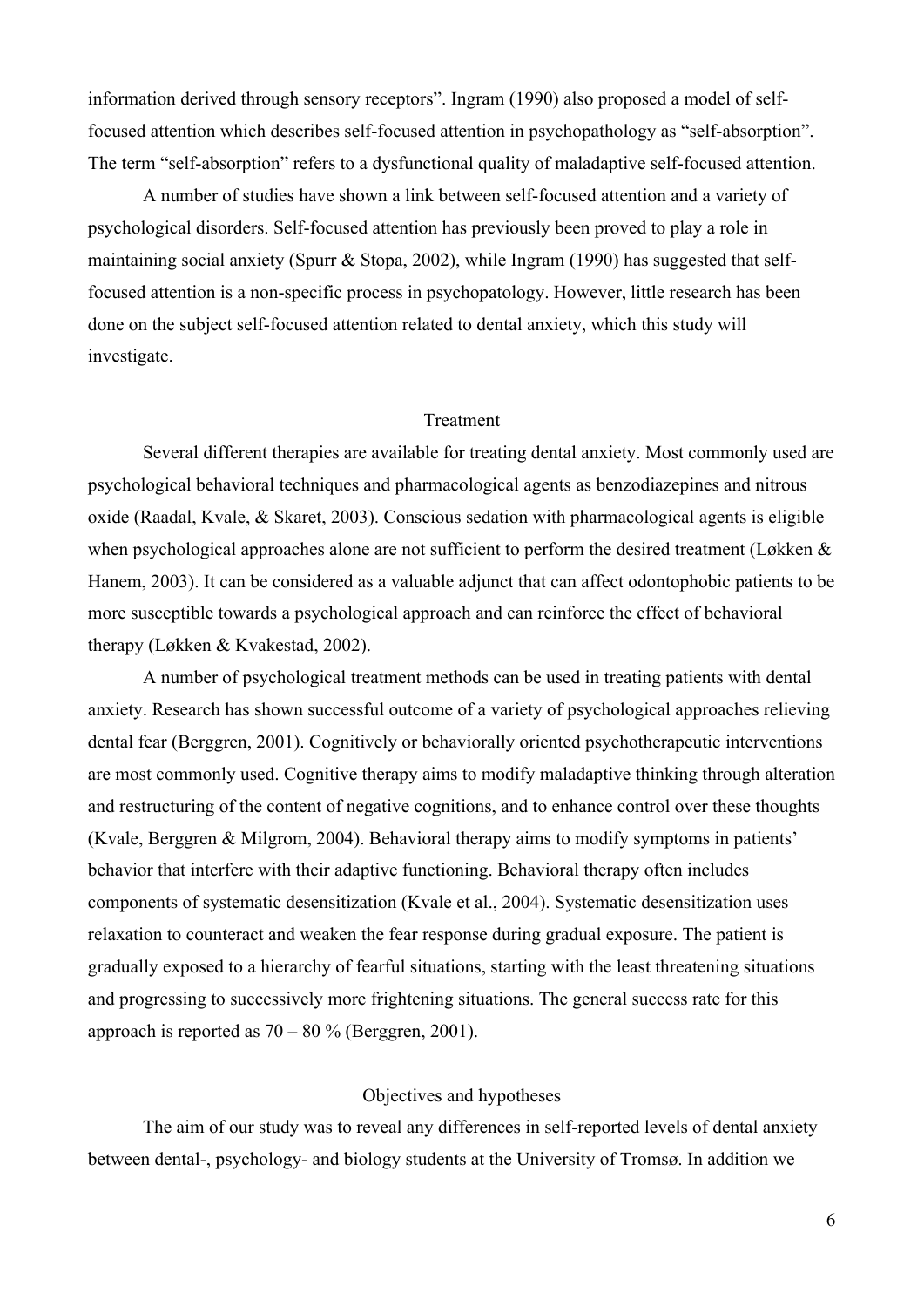information derived through sensory receptors". Ingram (1990) also proposed a model of self-focused attention which describes self-focused attention in psychopathology as "self-absorption". The term "self-absorption" refers to a dysfunctional quality of maladaptive self-focused attention.

A number of studies have shown a link between self-focused attention and a variety of psychological disorders. Self-focused attention has previously been proved to play a role in maintaining social anxiety (Spurr & Stopa, 2002), while Ingram (1990) has suggested that self-focused attention is a non-specific process in psychopatology. However, little research has been done on the subject self-focused attention related to dental anxiety, which this study will investigate.

## Treatment

Several different therapies are available for treating dental anxiety. Most commonly used are psychological behavioral techniques and pharmacological agents as benzodiazepines and nitrous oxide (Raadal, Kvale, & Skaret, 2003). Conscious sedation with pharmacological agents is eligible when psychological approaches alone are not sufficient to perform the desired treatment (Løkken & Hanem, 2003). It can be considered as a valuable adjunct that can affect odontophobic patients to be more susceptible towards a psychological approach and can reinforce the effect of behavioral therapy (Løkken & Kvakestad, 2002).

A number of psychological treatment methods can be used in treating patients with dental anxiety. Research has shown successful outcome of a variety of psychological approaches relieving dental fear (Berggren, 2001). Cognitively or behaviorally oriented psychotherapeutic interventions are most commonly used. Cognitive therapy aims to modify maladaptive thinking through alteration and restructuring of the content of negative cognitions, and to enhance control over these thoughts (Kvale, Berggren & Milgrom, 2004). Behavioral therapy aims to modify symptoms in patients' behavior that interfere with their adaptive functioning. Behavioral therapy often includes components of systematic desensitization (Kvale et al., 2004). Systematic desensitization uses relaxation to counteract and weaken the fear response during gradual exposure. The patient is gradually exposed to a hierarchy of fearful situations, starting with the least threatening situations and progressing to successively more frightening situations. The general success rate for this approach is reported as 70 – 80 % (Berggren, 2001).

## Objectives and hypotheses

The aim of our study was to reveal any differences in self-reported levels of dental anxiety between dental-, psychology- and biology students at the University of Tromsø. In addition we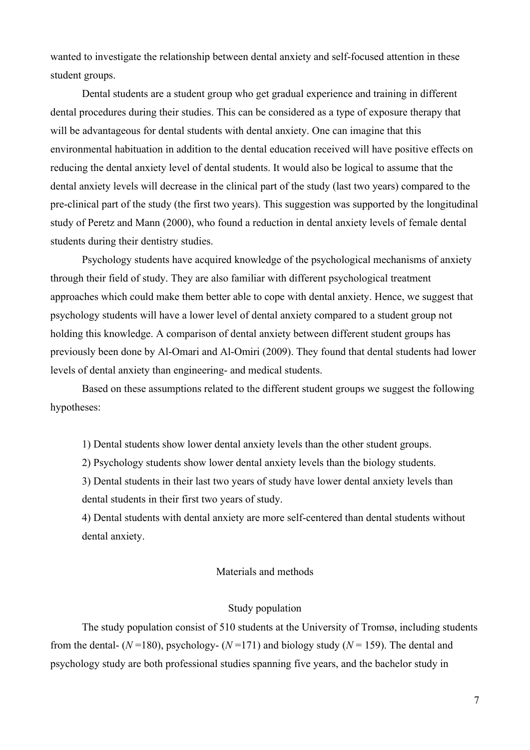wanted to investigate the relationship between dental anxiety and self-focused attention in these student groups.

Dental students are a student group who get gradual experience and training in different dental procedures during their studies. This can be considered as a type of exposure therapy that will be advantageous for dental students with dental anxiety. One can imagine that this environmental habituation in addition to the dental education received will have positive effects on reducing the dental anxiety level of dental students. It would also be logical to assume that the dental anxiety levels will decrease in the clinical part of the study (last two years) compared to the pre-clinical part of the study (the first two years). This suggestion was supported by the longitudinal study of Peretz and Mann (2000), who found a reduction in dental anxiety levels of female dental students during their dentistry studies.

Psychology students have acquired knowledge of the psychological mechanisms of anxiety through their field of study. They are also familiar with different psychological treatment approaches which could make them better able to cope with dental anxiety. Hence, we suggest that psychology students will have a lower level of dental anxiety compared to a student group not holding this knowledge. A comparison of dental anxiety between different student groups has previously been done by Al-Omari and Al-Omiri (2009). They found that dental students had lower levels of dental anxiety than engineering- and medical students.

Based on these assumptions related to the different student groups we suggest the following hypotheses:

1) Dental students show lower dental anxiety levels than the other student groups.
2) Psychology students show lower dental anxiety levels than the biology students.
3) Dental students in their last two years of study have lower dental anxiety levels than dental students in their first two years of study.
4) Dental students with dental anxiety are more self-centered than dental students without dental anxiety.

## Materials and methods

### Study population

The study population consist of 510 students at the University of Tromsø, including students from the dental- ($N$ =180), psychology- ($N$ =171) and biology study ($N$ = 159). The dental and psychology study are both professional studies spanning five years, and the bachelor study in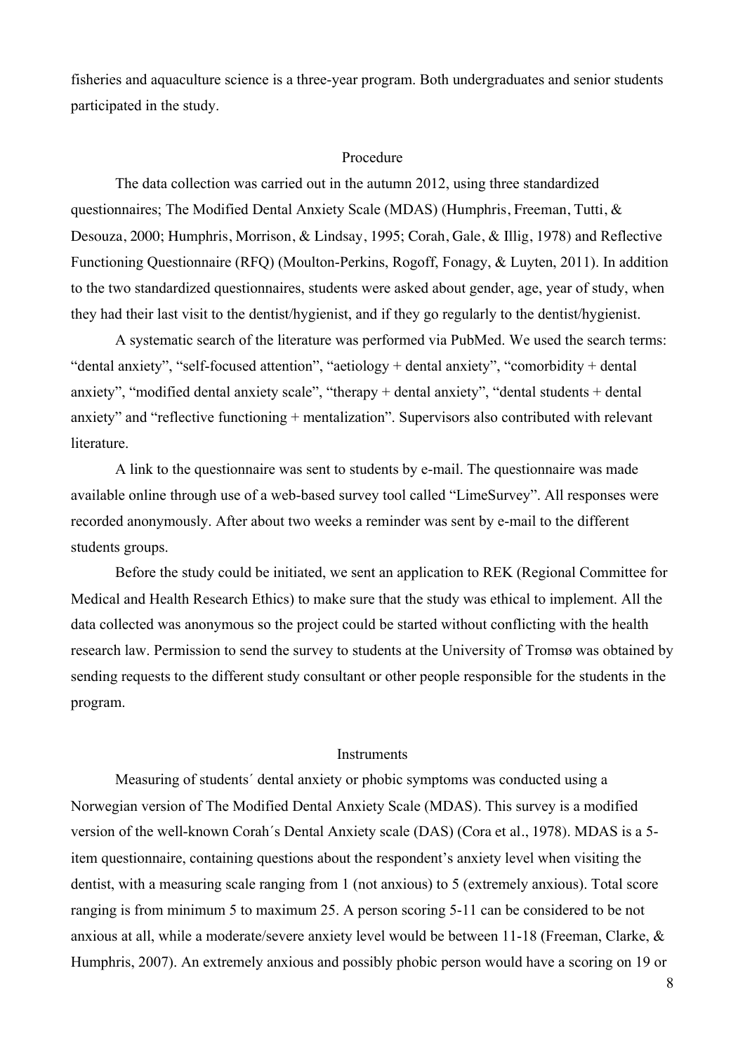fisheries and aquaculture science is a three-year program. Both undergraduates and senior students participated in the study.

## Procedure

The data collection was carried out in the autumn 2012, using three standardized questionnaires; The Modified Dental Anxiety Scale (MDAS) (Humphris, Freeman, Tutti, & Desouza, 2000; Humphris, Morrison, & Lindsay, 1995; Corah, Gale, & Illig, 1978) and Reflective Functioning Questionnaire (RFQ) (Moulton-Perkins, Rogoff, Fonagy, & Luyten, 2011). In addition to the two standardized questionnaires, students were asked about gender, age, year of study, when they had their last visit to the dentist/hygienist, and if they go regularly to the dentist/hygienist.

A systematic search of the literature was performed via PubMed. We used the search terms: "dental anxiety", "self-focused attention", "aetiology + dental anxiety", "comorbidity + dental anxiety", "modified dental anxiety scale", "therapy + dental anxiety", "dental students + dental anxiety" and "reflective functioning + mentalization". Supervisors also contributed with relevant literature.

A link to the questionnaire was sent to students by e-mail. The questionnaire was made available online through use of a web-based survey tool called "LimeSurvey". All responses were recorded anonymously. After about two weeks a reminder was sent by e-mail to the different students groups.

Before the study could be initiated, we sent an application to REK (Regional Committee for Medical and Health Research Ethics) to make sure that the study was ethical to implement. All the data collected was anonymous so the project could be started without conflicting with the health research law. Permission to send the survey to students at the University of Tromsø was obtained by sending requests to the different study consultant or other people responsible for the students in the program.

## Instruments

Measuring of students´ dental anxiety or phobic symptoms was conducted using a Norwegian version of The Modified Dental Anxiety Scale (MDAS). This survey is a modified version of the well-known Corah´s Dental Anxiety scale (DAS) (Cora et al., 1978). MDAS is a 5-item questionnaire, containing questions about the respondent's anxiety level when visiting the dentist, with a measuring scale ranging from 1 (not anxious) to 5 (extremely anxious). Total score ranging is from minimum 5 to maximum 25. A person scoring 5-11 can be considered to be not anxious at all, while a moderate/severe anxiety level would be between 11-18 (Freeman, Clarke, & Humphris, 2007). An extremely anxious and possibly phobic person would have a scoring on 19 or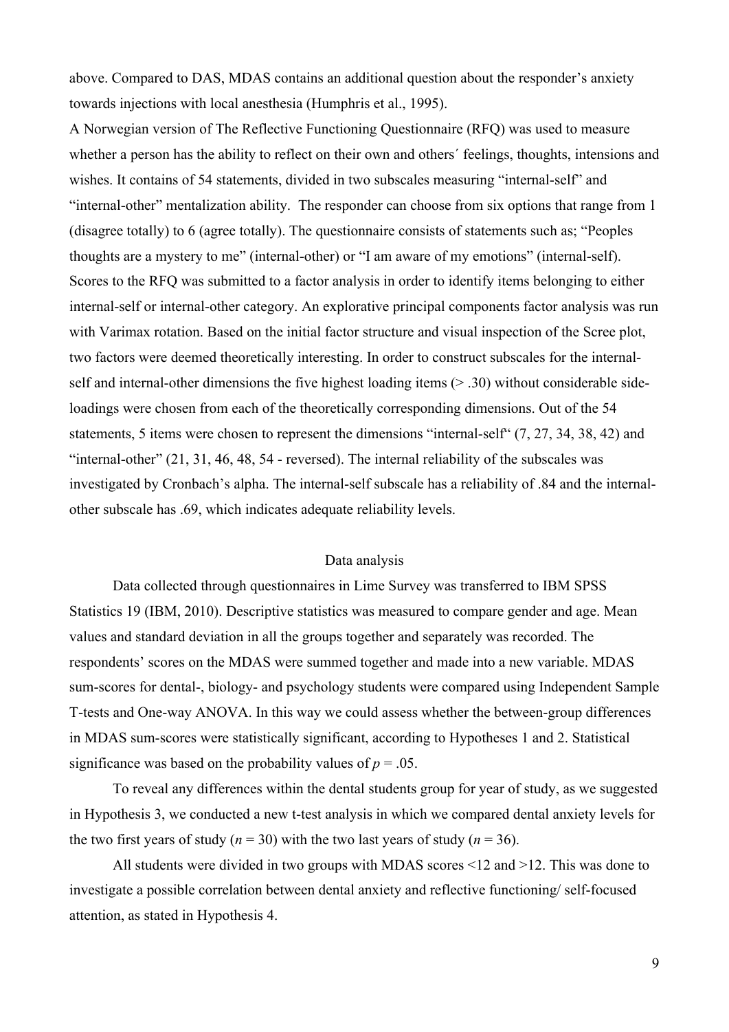above. Compared to DAS, MDAS contains an additional question about the responder's anxiety towards injections with local anesthesia (Humphris et al., 1995).

A Norwegian version of The Reflective Functioning Questionnaire (RFQ) was used to measure whether a person has the ability to reflect on their own and others´ feelings, thoughts, intensions and wishes. It contains of 54 statements, divided in two subscales measuring "internal-self" and "internal-other" mentalization ability. The responder can choose from six options that range from 1 (disagree totally) to 6 (agree totally). The questionnaire consists of statements such as; "Peoples thoughts are a mystery to me" (internal-other) or "I am aware of my emotions" (internal-self). Scores to the RFQ was submitted to a factor analysis in order to identify items belonging to either internal-self or internal-other category. An explorative principal components factor analysis was run with Varimax rotation. Based on the initial factor structure and visual inspection of the Scree plot, two factors were deemed theoretically interesting. In order to construct subscales for the internal-self and internal-other dimensions the five highest loading items (> .30) without considerable side-loadings were chosen from each of the theoretically corresponding dimensions. Out of the 54 statements, 5 items were chosen to represent the dimensions "internal-self" (7, 27, 34, 38, 42) and "internal-other" (21, 31, 46, 48, 54 - reversed). The internal reliability of the subscales was investigated by Cronbach's alpha. The internal-self subscale has a reliability of .84 and the internal-other subscale has .69, which indicates adequate reliability levels.

## Data analysis

Data collected through questionnaires in Lime Survey was transferred to IBM SPSS Statistics 19 (IBM, 2010). Descriptive statistics was measured to compare gender and age. Mean values and standard deviation in all the groups together and separately was recorded. The respondents' scores on the MDAS were summed together and made into a new variable. MDAS sum-scores for dental-, biology- and psychology students were compared using Independent Sample T-tests and One-way ANOVA. In this way we could assess whether the between-group differences in MDAS sum-scores were statistically significant, according to Hypotheses 1 and 2. Statistical significance was based on the probability values of $p = .05$.

To reveal any differences within the dental students group for year of study, as we suggested in Hypothesis 3, we conducted a new t-test analysis in which we compared dental anxiety levels for the two first years of study ($n = 30$) with the two last years of study ($n = 36$).

All students were divided in two groups with MDAS scores <12 and >12. This was done to investigate a possible correlation between dental anxiety and reflective functioning/ self-focused attention, as stated in Hypothesis 4.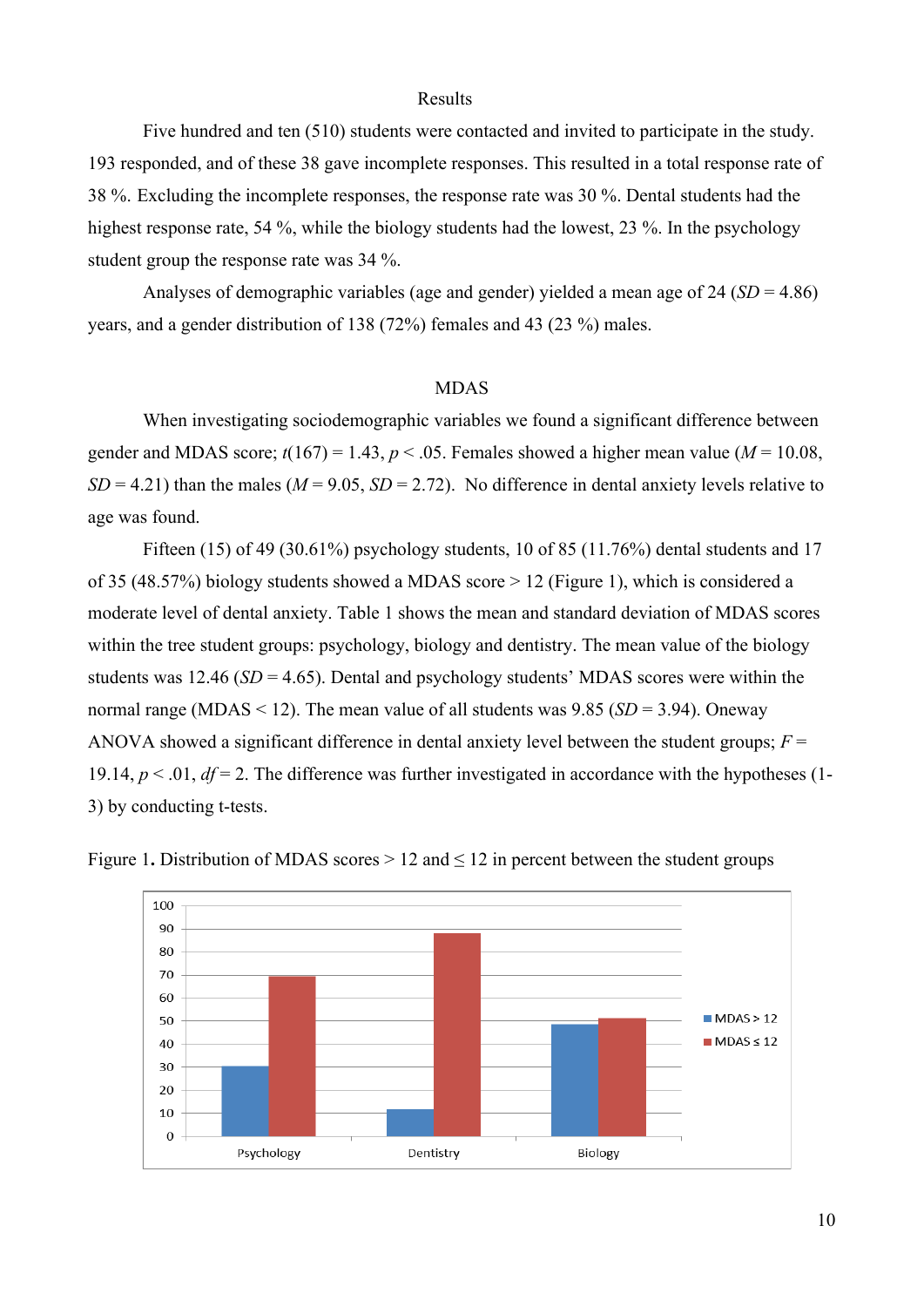## Results

Five hundred and ten (510) students were contacted and invited to participate in the study. 193 responded, and of these 38 gave incomplete responses. This resulted in a total response rate of 38 %. Excluding the incomplete responses, the response rate was 30 %. Dental students had the highest response rate, 54 %, while the biology students had the lowest, 23 %. In the psychology student group the response rate was 34 %.

Analyses of demographic variables (age and gender) yielded a mean age of 24 ($SD$ = 4.86) years, and a gender distribution of 138 (72%) females and 43 (23 %) males.

### MDAS

When investigating sociodemographic variables we found a significant difference between gender and MDAS score; $t(167) = 1.43$, $p < .05$. Females showed a higher mean value ($M$ = 10.08, $SD$ = 4.21) than the males ($M$ = 9.05, $SD$ = 2.72). No difference in dental anxiety levels relative to age was found.

Fifteen (15) of 49 (30.61%) psychology students, 10 of 85 (11.76%) dental students and 17 of 35 (48.57%) biology students showed a MDAS score > 12 (Figure 1), which is considered a moderate level of dental anxiety. Table 1 shows the mean and standard deviation of MDAS scores within the tree student groups: psychology, biology and dentistry. The mean value of the biology students was 12.46 ($SD$ = 4.65). Dental and psychology students' MDAS scores were within the normal range (MDAS < 12). The mean value of all students was 9.85 ($SD$ = 3.94). Oneway ANOVA showed a significant difference in dental anxiety level between the student groups; $F$ = 19.14, $p < .01$, $df$ = 2. The difference was further investigated in accordance with the hypotheses (1-3) by conducting t-tests.

Figure 1**.** Distribution of MDAS scores > 12 and ≤ 12 in percent between the student groups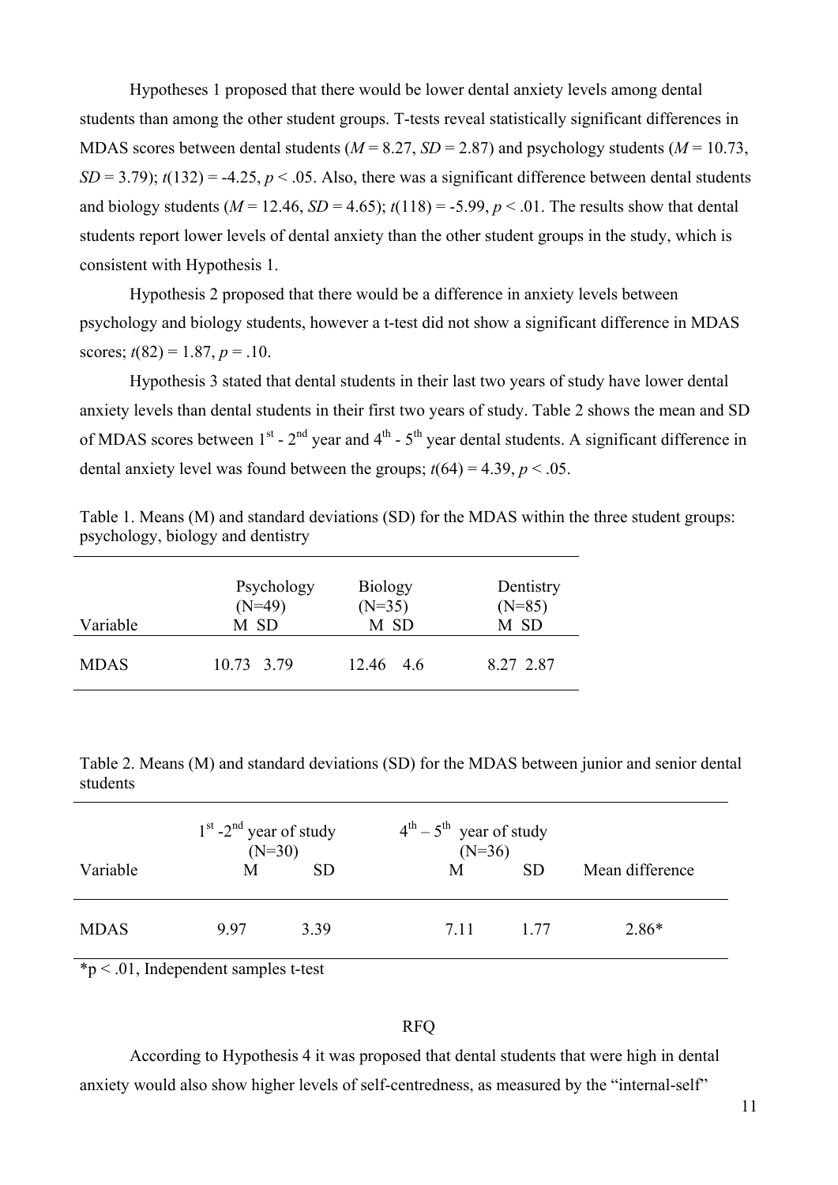Hypotheses 1 proposed that there would be lower dental anxiety levels among dental students than among the other student groups. T-tests reveal statistically significant differences in MDAS scores between dental students ($M$ = 8.27, $SD$ = 2.87) and psychology students ($M$ = 10.73, $SD$ = 3.79); $t(132) = -4.25$, $p < .05$. Also, there was a significant difference between dental students and biology students ($M$ = 12.46, $SD$ = 4.65); $t(118) = -5.99$, $p < .01$. The results show that dental students report lower levels of dental anxiety than the other student groups in the study, which is consistent with Hypothesis 1.

Hypothesis 2 proposed that there would be a difference in anxiety levels between psychology and biology students, however a t-test did not show a significant difference in MDAS scores; $t(82) = 1.87$, $p = .10$.

Hypothesis 3 stated that dental students in their last two years of study have lower dental anxiety levels than dental students in their first two years of study. Table 2 shows the mean and SD of MDAS scores between 1st - 2nd year and 4th - 5th year dental students. A significant difference in dental anxiety level was found between the groups; $t(64) = 4.39$, $p < .05$.

Table 1. Means (M) and standard deviations (SD) for the MDAS within the three student groups: psychology, biology and dentistry

| Variable | Psychology (N=49) | | Biology (N=35) | | Dentistry (N=85) | |
|---|---|---|---|---|---|---|
| | M | SD | M | SD | M | SD |
| MDAS | 10.73 | 3.79 | 12.46 | 4.6 | 8.27 | 2.87 |

Table 2. Means (M) and standard deviations (SD) for the MDAS between junior and senior dental students

| Variable | 1st -2nd year of study (N=30) | | 4th – 5th year of study (N=36) | | Mean difference |
|---|---|---|---|---|---|
| | M | SD | M | SD | |
| MDAS | 9.97 | 3.39 | 7.11 | 1.77 | 2.86* |

*p < .01, Independent samples t-test

## RFQ

According to Hypothesis 4 it was proposed that dental students that were high in dental anxiety would also show higher levels of self-centredness, as measured by the "internal-self"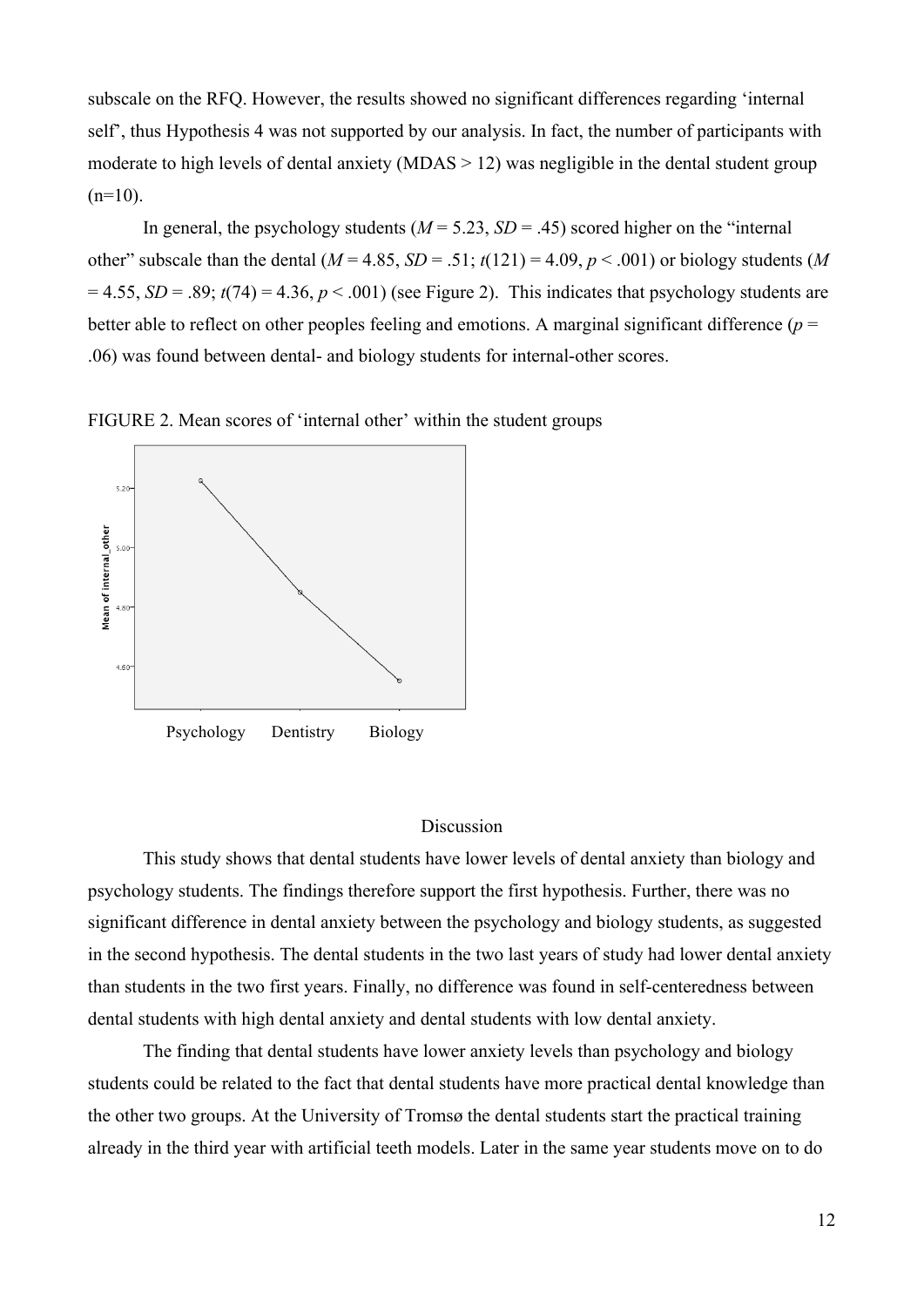subscale on the RFQ. However, the results showed no significant differences regarding 'internal self', thus Hypothesis 4 was not supported by our analysis. In fact, the number of participants with moderate to high levels of dental anxiety (MDAS > 12) was negligible in the dental student group (n=10).

In general, the psychology students ($M$ = 5.23, $SD$ = .45) scored higher on the "internal other" subscale than the dental ($M$ = 4.85, $SD$ = .51; $t(121)$ = 4.09, $p$ < .001) or biology students ($M$ = 4.55, $SD$ = .89; $t(74)$ = 4.36, $p$ < .001) (see Figure 2). This indicates that psychology students are better able to reflect on other peoples feeling and emotions. A marginal significant difference ($p$ = .06) was found between dental- and biology students for internal-other scores.

FIGURE 2. Mean scores of 'internal other' within the student groups

Psychology Dentistry Biology

## Discussion

This study shows that dental students have lower levels of dental anxiety than biology and psychology students. The findings therefore support the first hypothesis. Further, there was no significant difference in dental anxiety between the psychology and biology students, as suggested in the second hypothesis. The dental students in the two last years of study had lower dental anxiety than students in the two first years. Finally, no difference was found in self-centeredness between dental students with high dental anxiety and dental students with low dental anxiety.

The finding that dental students have lower anxiety levels than psychology and biology students could be related to the fact that dental students have more practical dental knowledge than the other two groups. At the University of Tromsø the dental students start the practical training already in the third year with artificial teeth models. Later in the same year students move on to do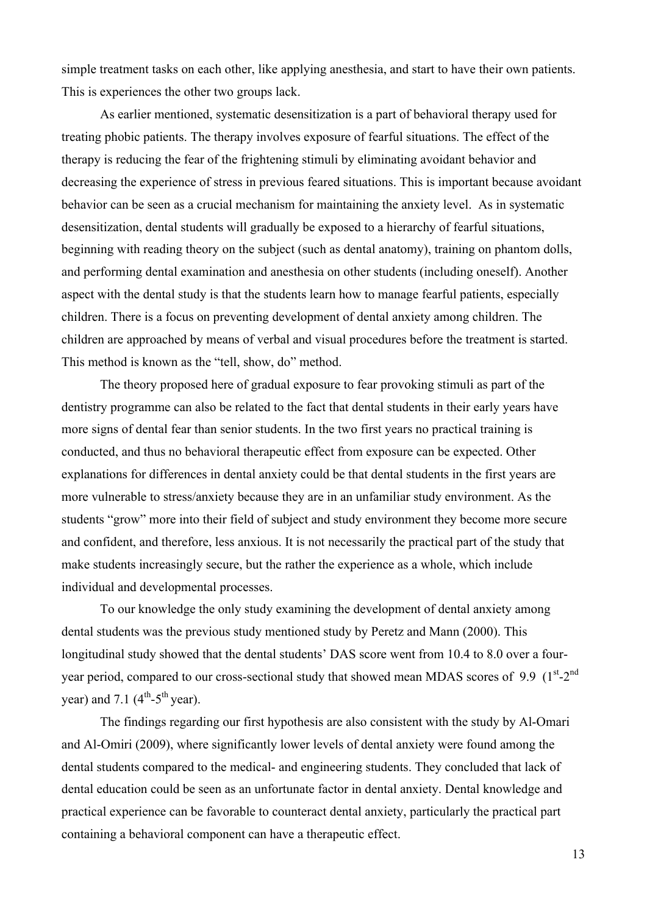simple treatment tasks on each other, like applying anesthesia, and start to have their own patients. This is experiences the other two groups lack.

As earlier mentioned, systematic desensitization is a part of behavioral therapy used for treating phobic patients. The therapy involves exposure of fearful situations. The effect of the therapy is reducing the fear of the frightening stimuli by eliminating avoidant behavior and decreasing the experience of stress in previous feared situations. This is important because avoidant behavior can be seen as a crucial mechanism for maintaining the anxiety level. As in systematic desensitization, dental students will gradually be exposed to a hierarchy of fearful situations, beginning with reading theory on the subject (such as dental anatomy), training on phantom dolls, and performing dental examination and anesthesia on other students (including oneself). Another aspect with the dental study is that the students learn how to manage fearful patients, especially children. There is a focus on preventing development of dental anxiety among children. The children are approached by means of verbal and visual procedures before the treatment is started. This method is known as the "tell, show, do" method.

The theory proposed here of gradual exposure to fear provoking stimuli as part of the dentistry programme can also be related to the fact that dental students in their early years have more signs of dental fear than senior students. In the two first years no practical training is conducted, and thus no behavioral therapeutic effect from exposure can be expected. Other explanations for differences in dental anxiety could be that dental students in the first years are more vulnerable to stress/anxiety because they are in an unfamiliar study environment. As the students "grow" more into their field of subject and study environment they become more secure and confident, and therefore, less anxious. It is not necessarily the practical part of the study that make students increasingly secure, but the rather the experience as a whole, which include individual and developmental processes.

To our knowledge the only study examining the development of dental anxiety among dental students was the previous study mentioned study by Peretz and Mann (2000). This longitudinal study showed that the dental students' DAS score went from 10.4 to 8.0 over a four-year period, compared to our cross-sectional study that showed mean MDAS scores of 9.9 (1st-2nd year) and 7.1 (4th-5th year).

The findings regarding our first hypothesis are also consistent with the study by Al-Omari and Al-Omiri (2009), where significantly lower levels of dental anxiety were found among the dental students compared to the medical- and engineering students. They concluded that lack of dental education could be seen as an unfortunate factor in dental anxiety. Dental knowledge and practical experience can be favorable to counteract dental anxiety, particularly the practical part containing a behavioral component can have a therapeutic effect.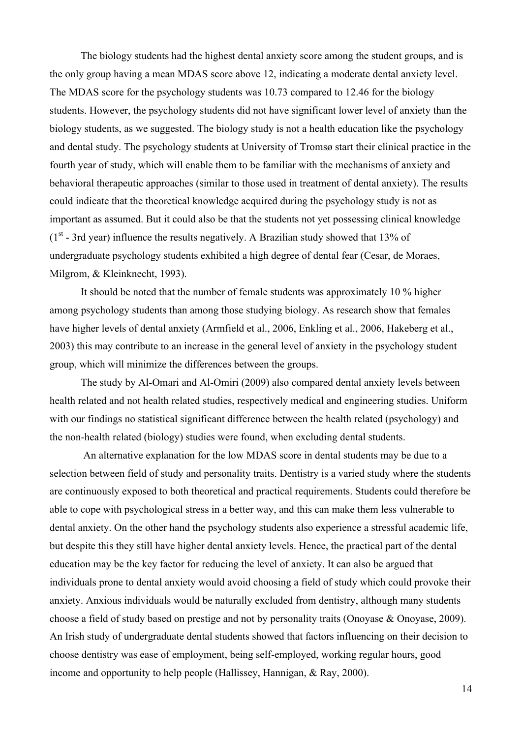The biology students had the highest dental anxiety score among the student groups, and is the only group having a mean MDAS score above 12, indicating a moderate dental anxiety level. The MDAS score for the psychology students was 10.73 compared to 12.46 for the biology students. However, the psychology students did not have significant lower level of anxiety than the biology students, as we suggested. The biology study is not a health education like the psychology and dental study. The psychology students at University of Tromsø start their clinical practice in the fourth year of study, which will enable them to be familiar with the mechanisms of anxiety and behavioral therapeutic approaches (similar to those used in treatment of dental anxiety). The results could indicate that the theoretical knowledge acquired during the psychology study is not as important as assumed. But it could also be that the students not yet possessing clinical knowledge (1st - 3rd year) influence the results negatively. A Brazilian study showed that 13% of undergraduate psychology students exhibited a high degree of dental fear (Cesar, de Moraes, Milgrom, & Kleinknecht, 1993).

It should be noted that the number of female students was approximately 10 % higher among psychology students than among those studying biology. As research show that females have higher levels of dental anxiety (Armfield et al., 2006, Enkling et al., 2006, Hakeberg et al., 2003) this may contribute to an increase in the general level of anxiety in the psychology student group, which will minimize the differences between the groups.

The study by Al-Omari and Al-Omiri (2009) also compared dental anxiety levels between health related and not health related studies, respectively medical and engineering studies. Uniform with our findings no statistical significant difference between the health related (psychology) and the non-health related (biology) studies were found, when excluding dental students.

An alternative explanation for the low MDAS score in dental students may be due to a selection between field of study and personality traits. Dentistry is a varied study where the students are continuously exposed to both theoretical and practical requirements. Students could therefore be able to cope with psychological stress in a better way, and this can make them less vulnerable to dental anxiety. On the other hand the psychology students also experience a stressful academic life, but despite this they still have higher dental anxiety levels. Hence, the practical part of the dental education may be the key factor for reducing the level of anxiety. It can also be argued that individuals prone to dental anxiety would avoid choosing a field of study which could provoke their anxiety. Anxious individuals would be naturally excluded from dentistry, although many students choose a field of study based on prestige and not by personality traits (Onoyase & Onoyase, 2009). An Irish study of undergraduate dental students showed that factors influencing on their decision to choose dentistry was ease of employment, being self-employed, working regular hours, good income and opportunity to help people (Hallissey, Hannigan, & Ray, 2000).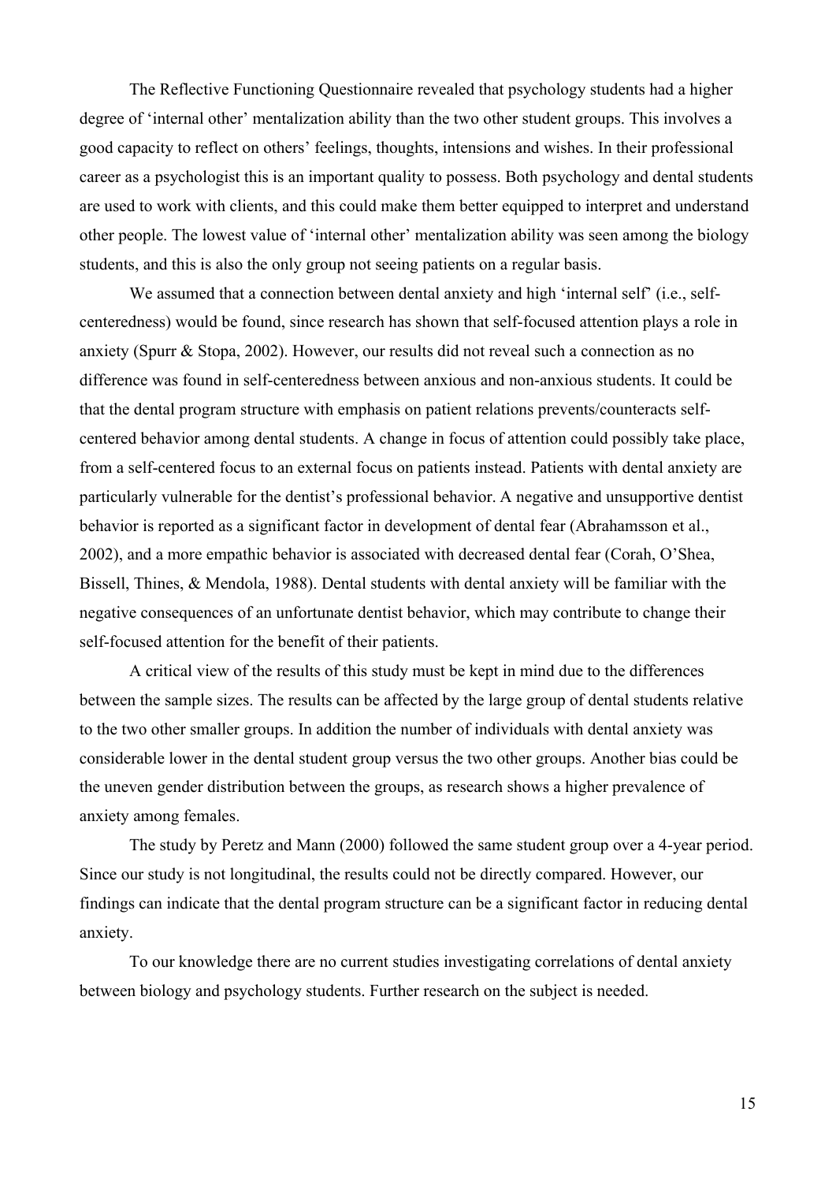The Reflective Functioning Questionnaire revealed that psychology students had a higher degree of 'internal other' mentalization ability than the two other student groups. This involves a good capacity to reflect on others' feelings, thoughts, intensions and wishes. In their professional career as a psychologist this is an important quality to possess. Both psychology and dental students are used to work with clients, and this could make them better equipped to interpret and understand other people. The lowest value of 'internal other' mentalization ability was seen among the biology students, and this is also the only group not seeing patients on a regular basis.

We assumed that a connection between dental anxiety and high 'internal self' (i.e., self-centeredness) would be found, since research has shown that self-focused attention plays a role in anxiety (Spurr & Stopa, 2002). However, our results did not reveal such a connection as no difference was found in self-centeredness between anxious and non-anxious students. It could be that the dental program structure with emphasis on patient relations prevents/counteracts self-centered behavior among dental students. A change in focus of attention could possibly take place, from a self-centered focus to an external focus on patients instead. Patients with dental anxiety are particularly vulnerable for the dentist's professional behavior. A negative and unsupportive dentist behavior is reported as a significant factor in development of dental fear (Abrahamsson et al., 2002), and a more empathic behavior is associated with decreased dental fear (Corah, O'Shea, Bissell, Thines, & Mendola, 1988). Dental students with dental anxiety will be familiar with the negative consequences of an unfortunate dentist behavior, which may contribute to change their self-focused attention for the benefit of their patients.

A critical view of the results of this study must be kept in mind due to the differences between the sample sizes. The results can be affected by the large group of dental students relative to the two other smaller groups. In addition the number of individuals with dental anxiety was considerable lower in the dental student group versus the two other groups. Another bias could be the uneven gender distribution between the groups, as research shows a higher prevalence of anxiety among females.

The study by Peretz and Mann (2000) followed the same student group over a 4-year period. Since our study is not longitudinal, the results could not be directly compared. However, our findings can indicate that the dental program structure can be a significant factor in reducing dental anxiety.

To our knowledge there are no current studies investigating correlations of dental anxiety between biology and psychology students. Further research on the subject is needed.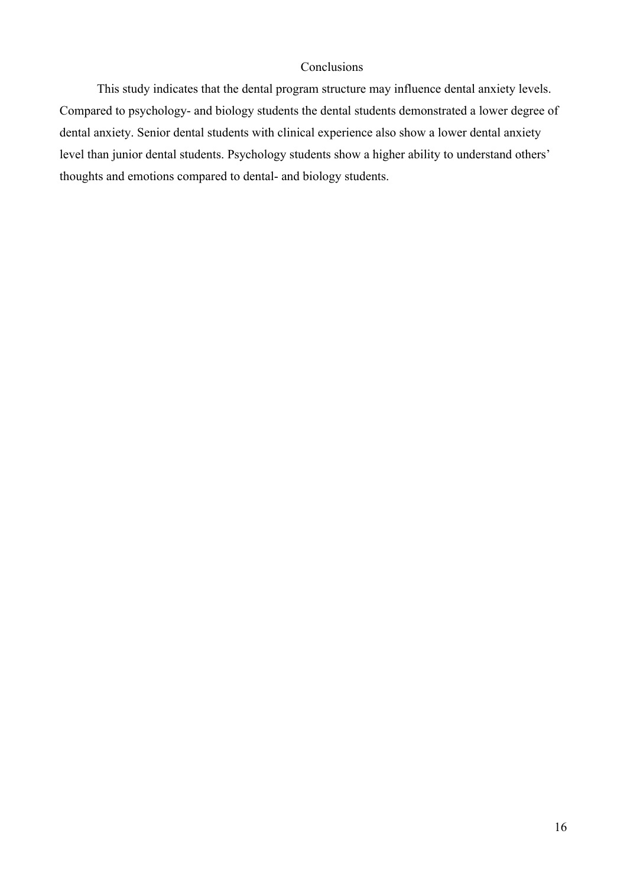## Conclusions

This study indicates that the dental program structure may influence dental anxiety levels. Compared to psychology- and biology students the dental students demonstrated a lower degree of dental anxiety. Senior dental students with clinical experience also show a lower dental anxiety level than junior dental students. Psychology students show a higher ability to understand others' thoughts and emotions compared to dental- and biology students.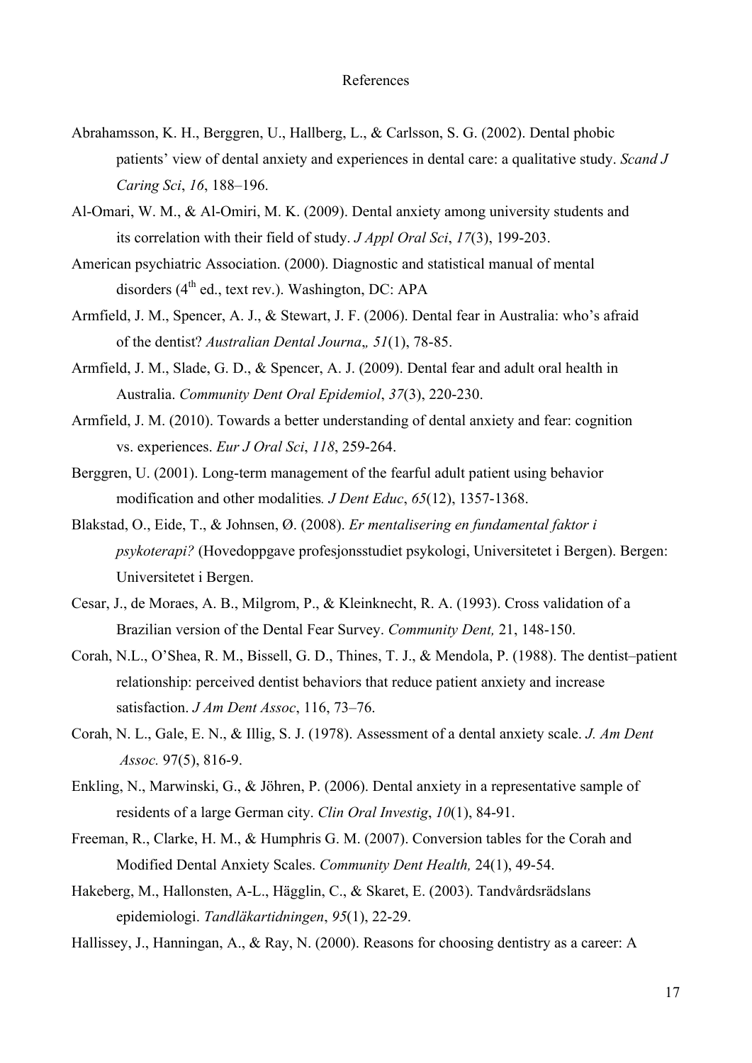# References

Abrahamsson, K. H., Berggren, U., Hallberg, L., & Carlsson, S. G. (2002). Dental phobic patients' view of dental anxiety and experiences in dental care: a qualitative study. *Scand J Caring Sci*, *16*, 188–196.

Al-Omari, W. M., & Al-Omiri, M. K. (2009). Dental anxiety among university students and its correlation with their field of study. *J Appl Oral Sci*, *17*(3), 199-203.

American psychiatric Association. (2000). Diagnostic and statistical manual of mental disorders (4th ed., text rev.). Washington, DC: APA

Armfield, J. M., Spencer, A. J., & Stewart, J. F. (2006). Dental fear in Australia: who's afraid of the dentist? *Australian Dental Journa„ 51*(1), 78-85.

Armfield, J. M., Slade, G. D., & Spencer, A. J. (2009). Dental fear and adult oral health in Australia. *Community Dent Oral Epidemiol*, *37*(3), 220-230.

Armfield, J. M. (2010). Towards a better understanding of dental anxiety and fear: cognition vs. experiences. *Eur J Oral Sci*, *118*, 259-264.

Berggren, U. (2001). Long-term management of the fearful adult patient using behavior modification and other modalities*. J Dent Educ*, *65*(12), 1357-1368.

Blakstad, O., Eide, T., & Johnsen, Ø. (2008). *Er mentalisering en fundamental faktor i psykoterapi?* (Hovedoppgave profesjonsstudiet psykologi, Universitetet i Bergen). Bergen: Universitetet i Bergen.

Cesar, J., de Moraes, A. B., Milgrom, P., & Kleinknecht, R. A. (1993). Cross validation of a Brazilian version of the Dental Fear Survey. *Community Dent,* 21, 148-150.

Corah, N.L., O'Shea, R. M., Bissell, G. D., Thines, T. J., & Mendola, P. (1988). The dentist–patient relationship: perceived dentist behaviors that reduce patient anxiety and increase satisfaction. *J Am Dent Assoc*, 116, 73–76.

Corah, N. L., Gale, E. N., & Illig, S. J. (1978). Assessment of a dental anxiety scale. *J. Am Dent Assoc.* 97(5), 816-9.

Enkling, N., Marwinski, G., & Jöhren, P. (2006). Dental anxiety in a representative sample of residents of a large German city. *Clin Oral Investig*, *10*(1), 84-91.

Freeman, R., Clarke, H. M., & Humphris G. M. (2007). Conversion tables for the Corah and Modified Dental Anxiety Scales. *Community Dent Health,* 24(1), 49-54.

Hakeberg, M., Hallonsten, A-L., Hägglin, C., & Skaret, E. (2003). Tandvårdsrädslans epidemiologi. *Tandläkartidningen*, *95*(1), 22-29.

Hallissey, J., Hanningan, A., & Ray, N. (2000). Reasons for choosing dentistry as a career: A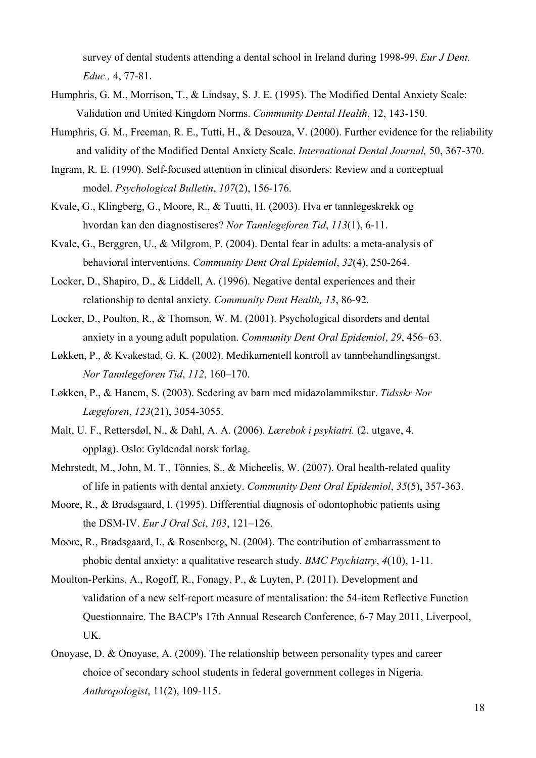survey of dental students attending a dental school in Ireland during 1998-99. *Eur J Dent. Educ.,* 4, 77-81.

Humphris, G. M., Morrison, T., & Lindsay, S. J. E. (1995). The Modified Dental Anxiety Scale: Validation and United Kingdom Norms. *Community Dental Health*, 12, 143-150.

Humphris, G. M., Freeman, R. E., Tutti, H., & Desouza, V. (2000). Further evidence for the reliability and validity of the Modified Dental Anxiety Scale. *International Dental Journal,* 50, 367-370.

Ingram, R. E. (1990). Self-focused attention in clinical disorders: Review and a conceptual model. *Psychological Bulletin*, *107*(2), 156-176.

Kvale, G., Klingberg, G., Moore, R., & Tuutti, H. (2003). Hva er tannlegeskrekk og hvordan kan den diagnostiseres? *Nor Tannlegeforen Tid*, *113*(1), 6-11.

Kvale, G., Berggren, U., & Milgrom, P. (2004). Dental fear in adults: a meta-analysis of behavioral interventions. *Community Dent Oral Epidemiol*, *32*(4), 250-264.

Locker, D., Shapiro, D., & Liddell, A. (1996). Negative dental experiences and their relationship to dental anxiety. *Community Dent Health*, *13*, 86-92.

Locker, D., Poulton, R., & Thomson, W. M. (2001). Psychological disorders and dental anxiety in a young adult population. *Community Dent Oral Epidemiol*, *29*, 456–63.

Løkken, P., & Kvakestad, G. K. (2002). Medikamentell kontroll av tannbehandlingsangst. *Nor Tannlegeforen Tid*, *112*, 160–170.

Løkken, P., & Hanem, S. (2003). Sedering av barn med midazolammikstur. *Tidsskr Nor Lægeforen*, *123*(21), 3054-3055.

Malt, U. F., Rettersdøl, N., & Dahl, A. A. (2006). *Lærebok i psykiatri.* (2. utgave, 4. opplag). Oslo: Gyldendal norsk forlag.

Mehrstedt, M., John, M. T., Tönnies, S., & Micheelis, W. (2007). Oral health-related quality of life in patients with dental anxiety. *Community Dent Oral Epidemiol*, *35*(5), 357-363.

Moore, R., & Brødsgaard, I. (1995). Differential diagnosis of odontophobic patients using the DSM-IV. *Eur J Oral Sci*, *103*, 121–126.

Moore, R., Brødsgaard, I., & Rosenberg, N. (2004). The contribution of embarrassment to phobic dental anxiety: a qualitative research study. *BMC Psychiatry*, *4*(10), 1-11.

Moulton-Perkins, A., Rogoff, R., Fonagy, P., & Luyten, P. (2011). Development and validation of a new self-report measure of mentalisation: the 54-item Reflective Function Questionnaire. The BACP's 17th Annual Research Conference, 6-7 May 2011, Liverpool, UK.

Onoyase, D. & Onoyase, A. (2009). The relationship between personality types and career choice of secondary school students in federal government colleges in Nigeria. *Anthropologist*, 11(2), 109-115.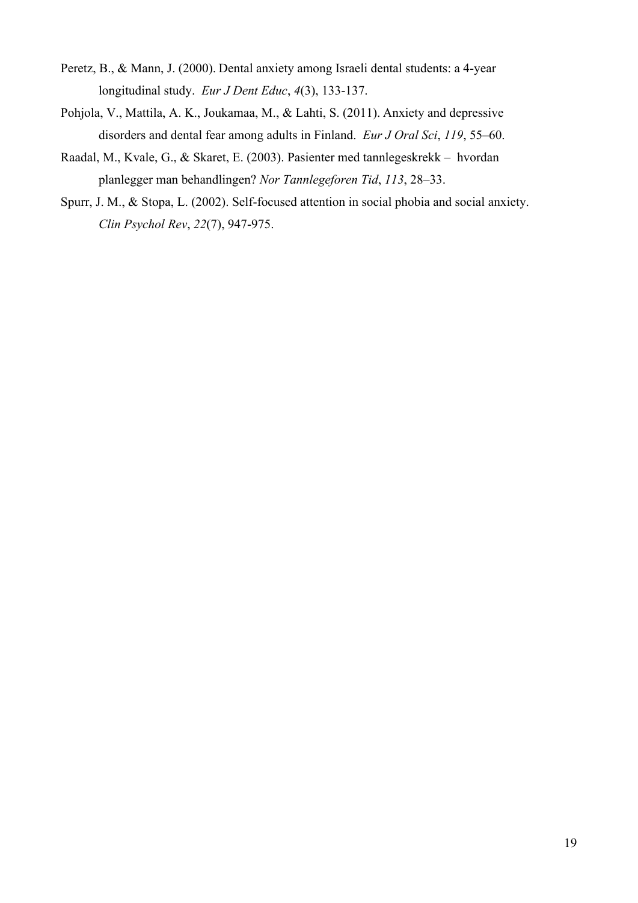Peretz, B., & Mann, J. (2000). Dental anxiety among Israeli dental students: a 4-year longitudinal study. *Eur J Dent Educ*, *4*(3), 133-137.

Pohjola, V., Mattila, A. K., Joukamaa, M., & Lahti, S. (2011). Anxiety and depressive disorders and dental fear among adults in Finland. *Eur J Oral Sci*, *119*, 55–60.

Raadal, M., Kvale, G., & Skaret, E. (2003). Pasienter med tannlegeskrekk – hvordan planlegger man behandlingen? *Nor Tannlegeforen Tid*, *113*, 28–33.

Spurr, J. M., & Stopa, L. (2002). Self-focused attention in social phobia and social anxiety. *Clin Psychol Rev*, *22*(7), 947-975.